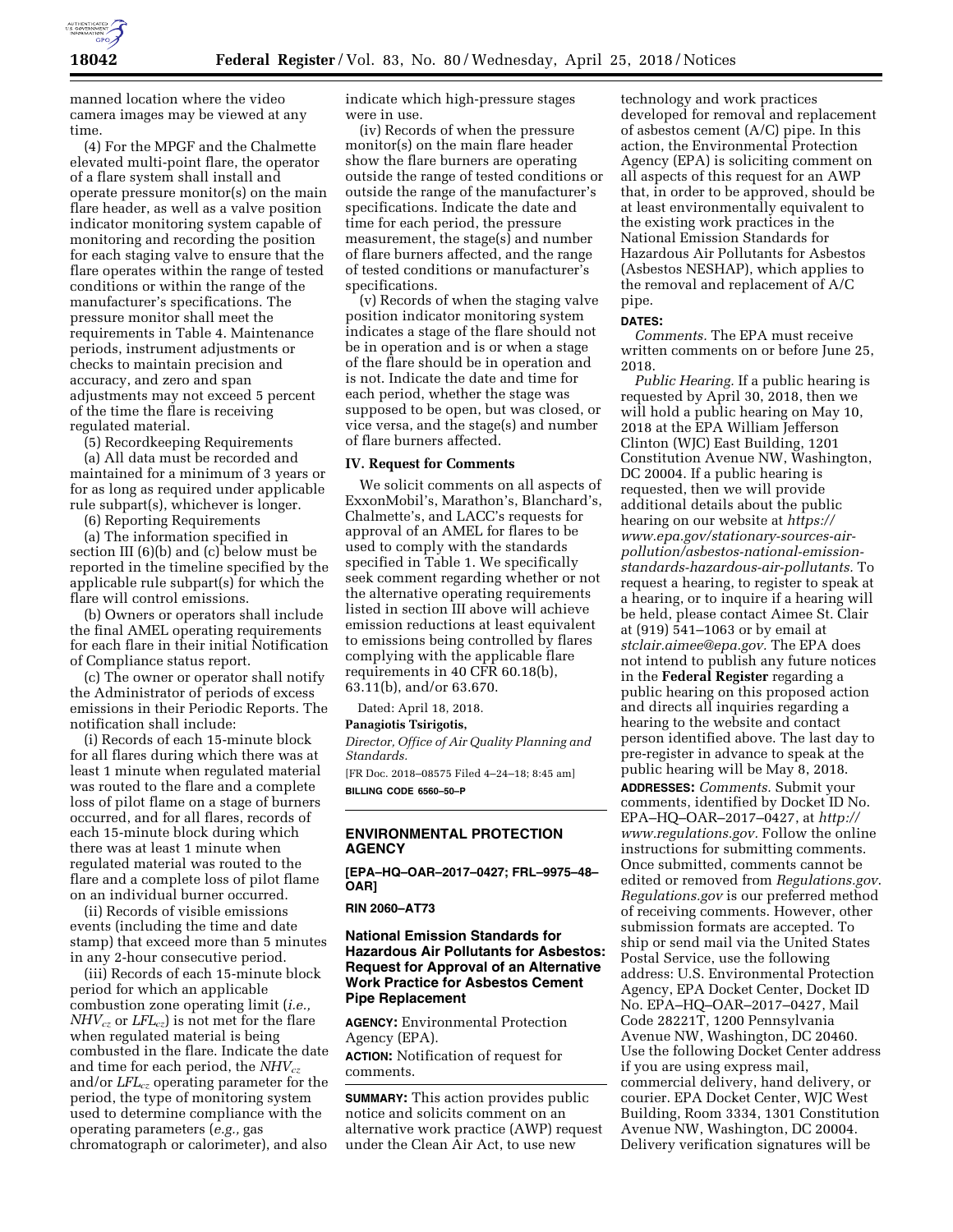manned location where the video camera images may be viewed at any time.

(4) For the MPGF and the Chalmette elevated multi-point flare, the operator of a flare system shall install and operate pressure monitor(s) on the main flare header, as well as a valve position indicator monitoring system capable of monitoring and recording the position for each staging valve to ensure that the flare operates within the range of tested conditions or within the range of the manufacturer's specifications. The pressure monitor shall meet the requirements in Table 4. Maintenance periods, instrument adjustments or checks to maintain precision and accuracy, and zero and span adjustments may not exceed 5 percent of the time the flare is receiving regulated material.

(5) Recordkeeping Requirements

(a) All data must be recorded and maintained for a minimum of 3 years or for as long as required under applicable rule subpart(s), whichever is longer.

(6) Reporting Requirements

(a) The information specified in section III (6)(b) and (c) below must be reported in the timeline specified by the applicable rule subpart(s) for which the flare will control emissions.

(b) Owners or operators shall include the final AMEL operating requirements for each flare in their initial Notification of Compliance status report.

(c) The owner or operator shall notify the Administrator of periods of excess emissions in their Periodic Reports. The notification shall include:

(i) Records of each 15-minute block for all flares during which there was at least 1 minute when regulated material was routed to the flare and a complete loss of pilot flame on a stage of burners occurred, and for all flares, records of each 15-minute block during which there was at least 1 minute when regulated material was routed to the flare and a complete loss of pilot flame on an individual burner occurred.

(ii) Records of visible emissions events (including the time and date stamp) that exceed more than 5 minutes in any 2-hour consecutive period.

(iii) Records of each 15-minute block period for which an applicable combustion zone operating limit (*i.e.,* $NHV_{cz}$ or $LFL_{cz}$) is not met for the flare when regulated material is being combusted in the flare. Indicate the date and time for each period, the $NHV_{cz}$ and/or $LFL_{cz}$ operating parameter for the period, the type of monitoring system used to determine compliance with the operating parameters (*e.g.,* gas chromatograph or calorimeter), and also indicate which high-pressure stages were in use.

(iv) Records of when the pressure monitor(s) on the main flare header show the flare burners are operating outside the range of tested conditions or outside the range of the manufacturer's specifications. Indicate the date and time for each period, the pressure measurement, the stage(s) and number of flare burners affected, and the range of tested conditions or manufacturer's specifications.

(v) Records of when the staging valve position indicator monitoring system indicates a stage of the flare should not be in operation and is or when a stage of the flare should be in operation and is not. Indicate the date and time for each period, whether the stage was supposed to be open, but was closed, or vice versa, and the stage(s) and number of flare burners affected.

## IV. Request for Comments

We solicit comments on all aspects of ExxonMobil's, Marathon's, Blanchard's, Chalmette's, and LACC's requests for approval of an AMEL for flares to be used to comply with the standards specified in Table 1. We specifically seek comment regarding whether or not the alternative operating requirements listed in section III above will achieve emission reductions at least equivalent to emissions being controlled by flares complying with the applicable flare requirements in 40 CFR 60.18(b), 63.11(b), and/or 63.670.

Dated: April 18, 2018.

**Panagiotis Tsirigotis,**

*Director, Office of Air Quality Planning and Standards.*

[FR Doc. 2018–08575 Filed 4–24–18; 8:45 am]

**BILLING CODE 6560–50–P**

---

# ENVIRONMENTAL PROTECTION AGENCY

**[EPA–HQ–OAR–2017–0427; FRL–9975–48–OAR]**

**RIN 2060–AT73**

## National Emission Standards for Hazardous Air Pollutants for Asbestos: Request for Approval of an Alternative Work Practice for Asbestos Cement Pipe Replacement

**AGENCY:** Environmental Protection Agency (EPA).

**ACTION:** Notification of request for comments.

**SUMMARY:** This action provides public notice and solicits comment on an alternative work practice (AWP) request under the Clean Air Act, to use new technology and work practices developed for removal and replacement of asbestos cement (A/C) pipe. In this action, the Environmental Protection Agency (EPA) is soliciting comment on all aspects of this request for an AWP that, in order to be approved, should be at least environmentally equivalent to the existing work practices in the National Emission Standards for Hazardous Air Pollutants for Asbestos (Asbestos NESHAP), which applies to the removal and replacement of A/C pipe.

**DATES:**

*Comments.* The EPA must receive written comments on or before June 25, 2018.

*Public Hearing.* If a public hearing is requested by April 30, 2018, then we will hold a public hearing on May 10, 2018 at the EPA William Jefferson Clinton (WJC) East Building, 1201 Constitution Avenue NW, Washington, DC 20004. If a public hearing is requested, then we will provide additional details about the public hearing on our website at *https://www.epa.gov/stationary-sources-air-pollution/asbestos-national-emission-standards-hazardous-air-pollutants.* To request a hearing, to register to speak at a hearing, or to inquire if a hearing will be held, please contact Aimee St. Clair at (919) 541–1063 or by email at *stclair.aimee@epa.gov.* The EPA does not intend to publish any future notices in the **Federal Register** regarding a public hearing on this proposed action and directs all inquiries regarding a hearing to the website and contact person identified above. The last day to pre-register in advance to speak at the public hearing will be May 8, 2018.

**ADDRESSES:** *Comments.* Submit your comments, identified by Docket ID No. EPA–HQ–OAR–2017–0427, at *http://www.regulations.gov.* Follow the online instructions for submitting comments. Once submitted, comments cannot be edited or removed from *Regulations.gov*. *Regulations.gov* is our preferred method of receiving comments. However, other submission formats are accepted. To ship or send mail via the United States Postal Service, use the following address: U.S. Environmental Protection Agency, EPA Docket Center, Docket ID No. EPA–HQ–OAR–2017–0427, Mail Code 28221T, 1200 Pennsylvania Avenue NW, Washington, DC 20460. Use the following Docket Center address if you are using express mail, commercial delivery, hand delivery, or courier. EPA Docket Center, WJC West Building, Room 3334, 1301 Constitution Avenue NW, Washington, DC 20004. Delivery verification signatures will be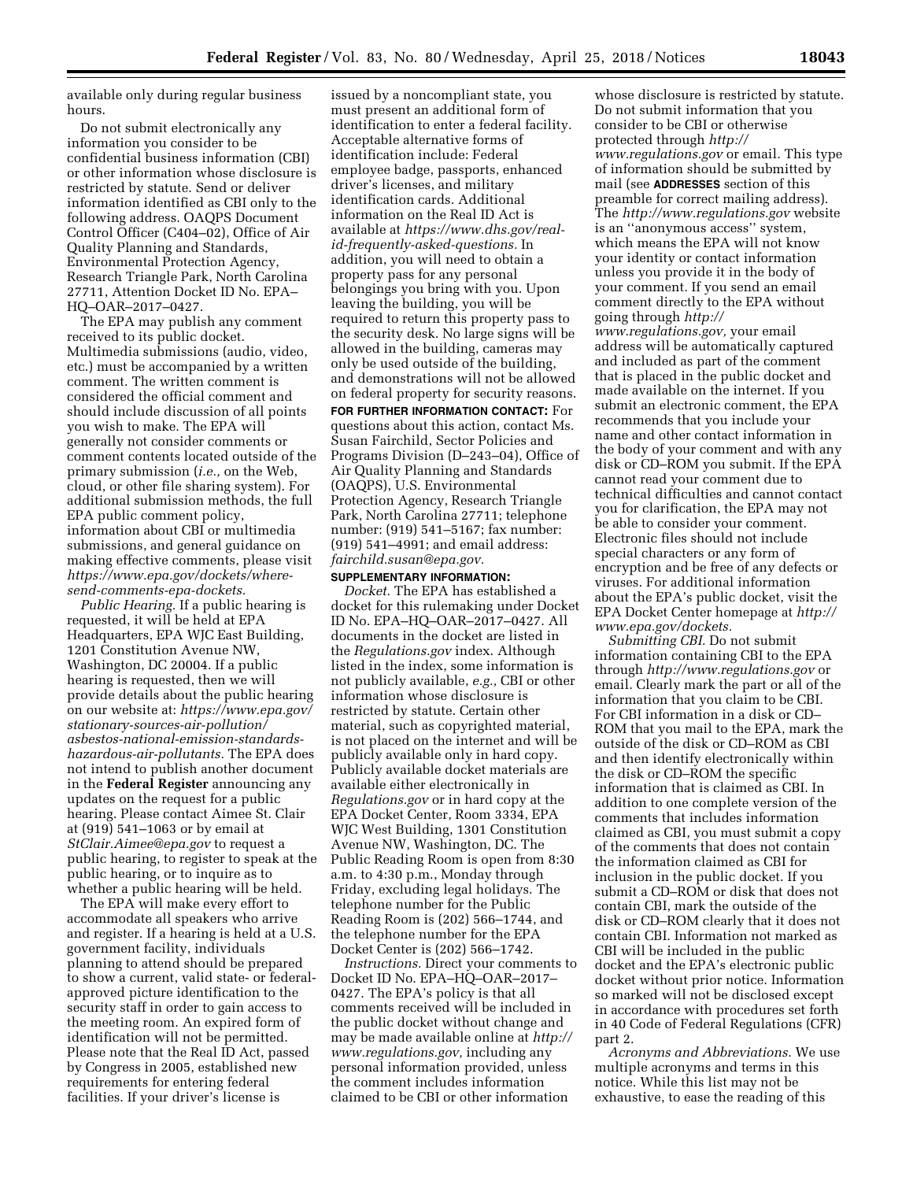available only during regular business hours.

Do not submit electronically any information you consider to be confidential business information (CBI) or other information whose disclosure is restricted by statute. Send or deliver information identified as CBI only to the following address. OAQPS Document Control Officer (C404–02), Office of Air Quality Planning and Standards, Environmental Protection Agency, Research Triangle Park, North Carolina 27711, Attention Docket ID No. EPA–HQ–OAR–2017–0427.

The EPA may publish any comment received to its public docket. Multimedia submissions (audio, video, etc.) must be accompanied by a written comment. The written comment is considered the official comment and should include discussion of all points you wish to make. The EPA will generally not consider comments or comment contents located outside of the primary submission (*i.e.,* on the Web, cloud, or other file sharing system). For additional submission methods, the full EPA public comment policy, information about CBI or multimedia submissions, and general guidance on making effective comments, please visit *https://www.epa.gov/dockets/where-send-comments-epa-dockets.*

*Public Hearing.* If a public hearing is requested, it will be held at EPA Headquarters, EPA WJC East Building, 1201 Constitution Avenue NW, Washington, DC 20004. If a public hearing is requested, then we will provide details about the public hearing on our website at: *https://www.epa.gov/stationary-sources-air-pollution/asbestos-national-emission-standards-hazardous-air-pollutants.* The EPA does not intend to publish another document in the **Federal Register** announcing any updates on the request for a public hearing. Please contact Aimee St. Clair at (919) 541–1063 or by email at *StClair.Aimee@epa.gov* to request a public hearing, to register to speak at the public hearing, or to inquire as to whether a public hearing will be held.

The EPA will make every effort to accommodate all speakers who arrive and register. If a hearing is held at a U.S. government facility, individuals planning to attend should be prepared to show a current, valid state- or federal-approved picture identification to the security staff in order to gain access to the meeting room. An expired form of identification will not be permitted. Please note that the Real ID Act, passed by Congress in 2005, established new requirements for entering federal facilities. If your driver's license is issued by a noncompliant state, you must present an additional form of identification to enter a federal facility. Acceptable alternative forms of identification include: Federal employee badge, passports, enhanced driver's licenses, and military identification cards. Additional information on the Real ID Act is available at *https://www.dhs.gov/real-id-frequently-asked-questions.* In addition, you will need to obtain a property pass for any personal belongings you bring with you. Upon leaving the building, you will be required to return this property pass to the security desk. No large signs will be allowed in the building, cameras may only be used outside of the building, and demonstrations will not be allowed on federal property for security reasons.

**FOR FURTHER INFORMATION CONTACT:** For questions about this action, contact Ms. Susan Fairchild, Sector Policies and Programs Division (D–243–04), Office of Air Quality Planning and Standards (OAQPS), U.S. Environmental Protection Agency, Research Triangle Park, North Carolina 27711; telephone number: (919) 541–5167; fax number: (919) 541–4991; and email address: *fairchild.susan@epa.gov.*

**SUPPLEMENTARY INFORMATION:**

*Docket.* The EPA has established a docket for this rulemaking under Docket ID No. EPA–HQ–OAR–2017–0427. All documents in the docket are listed in the *Regulations.gov* index. Although listed in the index, some information is not publicly available, *e.g.,* CBI or other information whose disclosure is restricted by statute. Certain other material, such as copyrighted material, is not placed on the internet and will be publicly available only in hard copy. Publicly available docket materials are available either electronically in *Regulations.gov* or in hard copy at the EPA Docket Center, Room 3334, EPA WJC West Building, 1301 Constitution Avenue NW, Washington, DC. The Public Reading Room is open from 8:30 a.m. to 4:30 p.m., Monday through Friday, excluding legal holidays. The telephone number for the Public Reading Room is (202) 566–1744, and the telephone number for the EPA Docket Center is (202) 566–1742.

*Instructions.* Direct your comments to Docket ID No. EPA–HQ–OAR–2017–0427. The EPA's policy is that all comments received will be included in the public docket without change and may be made available online at *http://www.regulations.gov,* including any personal information provided, unless the comment includes information claimed to be CBI or other information whose disclosure is restricted by statute. Do not submit information that you consider to be CBI or otherwise protected through *http://www.regulations.gov* or email. This type of information should be submitted by mail (see **ADDRESSES** section of this preamble for correct mailing address). The *http://www.regulations.gov* website is an ''anonymous access'' system, which means the EPA will not know your identity or contact information unless you provide it in the body of your comment. If you send an email comment directly to the EPA without going through *http://www.regulations.gov,* your email address will be automatically captured and included as part of the comment that is placed in the public docket and made available on the internet. If you submit an electronic comment, the EPA recommends that you include your name and other contact information in the body of your comment and with any disk or CD–ROM you submit. If the EPA cannot read your comment due to technical difficulties and cannot contact you for clarification, the EPA may not be able to consider your comment. Electronic files should not include special characters or any form of encryption and be free of any defects or viruses. For additional information about the EPA's public docket, visit the EPA Docket Center homepage at *http://www.epa.gov/dockets.*

*Submitting CBI.* Do not submit information containing CBI to the EPA through *http://www.regulations.gov* or email. Clearly mark the part or all of the information that you claim to be CBI. For CBI information in a disk or CD–ROM that you mail to the EPA, mark the outside of the disk or CD–ROM as CBI and then identify electronically within the disk or CD–ROM the specific information that is claimed as CBI. In addition to one complete version of the comments that includes information claimed as CBI, you must submit a copy of the comments that does not contain the information claimed as CBI for inclusion in the public docket. If you submit a CD–ROM or disk that does not contain CBI, mark the outside of the disk or CD–ROM clearly that it does not contain CBI. Information not marked as CBI will be included in the public docket and the EPA's electronic public docket without prior notice. Information so marked will not be disclosed except in accordance with procedures set forth in 40 Code of Federal Regulations (CFR) part 2.

*Acronyms and Abbreviations.* We use multiple acronyms and terms in this notice. While this list may not be exhaustive, to ease the reading of this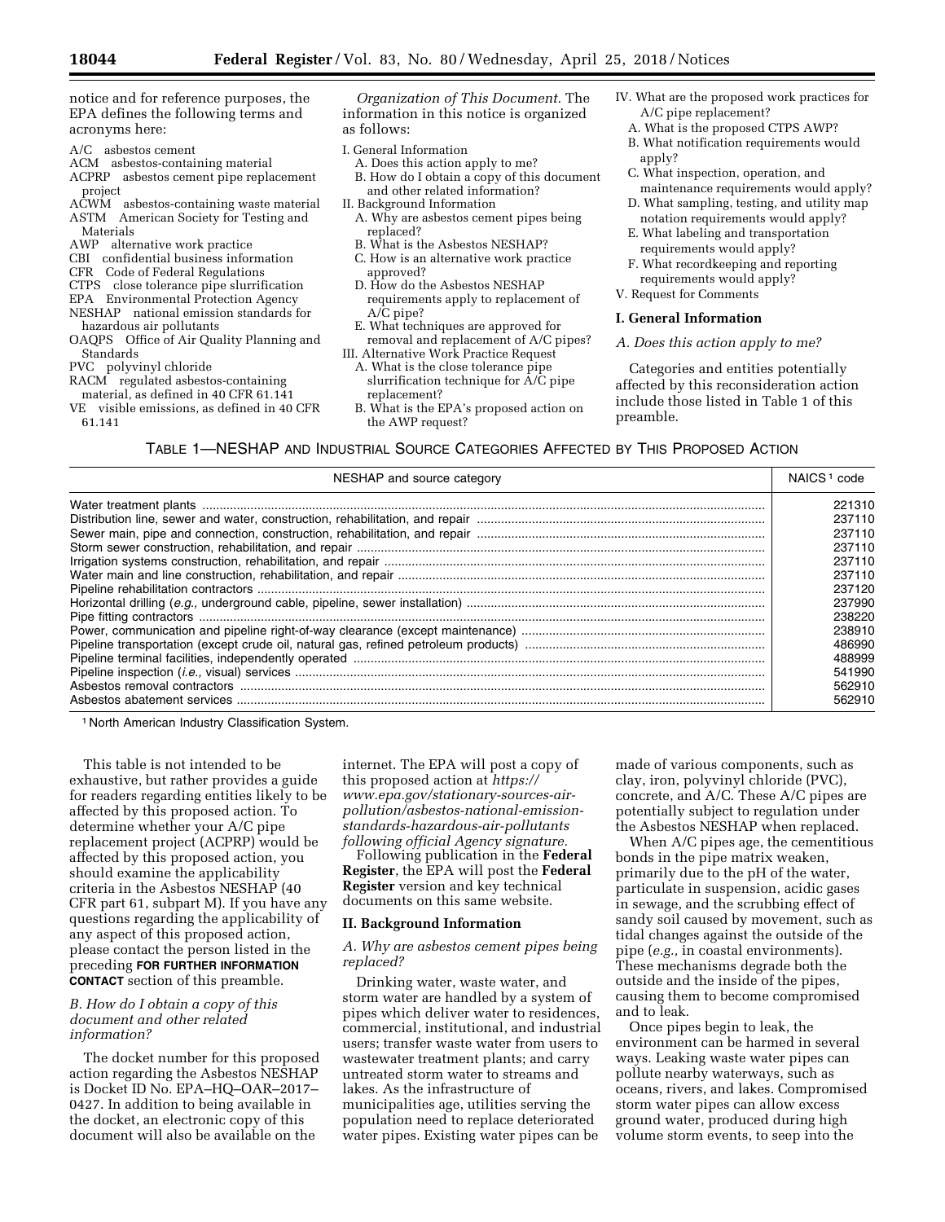notice and for reference purposes, the EPA defines the following terms and acronyms here:

A/C asbestos cement
ACM asbestos-containing material
ACPRP asbestos cement pipe replacement project
ACWM asbestos-containing waste material
ASTM American Society for Testing and Materials
AWP alternative work practice
CBI confidential business information
CFR Code of Federal Regulations
CTPS close tolerance pipe slurrification
EPA Environmental Protection Agency
NESHAP national emission standards for hazardous air pollutants
OAQPS Office of Air Quality Planning and Standards
PVC polyvinyl chloride
RACM regulated asbestos-containing material, as defined in 40 CFR 61.141
VE visible emissions, as defined in 40 CFR 61.141

*Organization of This Document.* The information in this notice is organized as follows:

I. General Information
  A. Does this action apply to me?
  B. How do I obtain a copy of this document and other related information?
II. Background Information
  A. Why are asbestos cement pipes being replaced?
  B. What is the Asbestos NESHAP?
  C. How is an alternative work practice approved?
  D. How do the Asbestos NESHAP requirements apply to replacement of A/C pipe?
  E. What techniques are approved for removal and replacement of A/C pipes?
III. Alternative Work Practice Request
  A. What is the close tolerance pipe slurrification technique for A/C pipe replacement?
  B. What is the EPA's proposed action on the AWP request?
IV. What are the proposed work practices for A/C pipe replacement?
  A. What is the proposed CTPS AWP?
  B. What notification requirements would apply?
  C. What inspection, operation, and maintenance requirements would apply?
  D. What sampling, testing, and utility map notation requirements would apply?
  E. What labeling and transportation requirements would apply?
  F. What recordkeeping and reporting requirements would apply?
V. Request for Comments

## I. General Information

### *A. Does this action apply to me?*

Categories and entities potentially affected by this reconsideration action include those listed in Table 1 of this preamble.

TABLE 1—NESHAP AND INDUSTRIAL SOURCE CATEGORIES AFFECTED BY THIS PROPOSED ACTION

| NESHAP and source category | NAICS[1] code |
|---|---|
| Water treatment plants | 221310 |
| Distribution line, sewer and water, construction, rehabilitation, and repair | 237110 |
| Sewer main, pipe and connection, construction, rehabilitation, and repair | 237110 |
| Storm sewer construction, rehabilitation, and repair | 237110 |
| Irrigation systems construction, rehabilitation, and repair | 237110 |
| Water main and line construction, rehabilitation, and repair | 237110 |
| Pipeline rehabilitation contractors | 237120 |
| Horizontal drilling (*e.g.,* underground cable, pipeline, sewer installation) | 237990 |
| Pipe fitting contractors | 238220 |
| Power, communication and pipeline right-of-way clearance (except maintenance) | 238910 |
| Pipeline transportation (except crude oil, natural gas, refined petroleum products) | 486990 |
| Pipeline terminal facilities, independently operated | 488999 |
| Pipeline inspection (*i.e.,* visual) services | 541990 |
| Asbestos removal contractors | 562910 |
| Asbestos abatement services | 562910 |

[1] North American Industry Classification System.

This table is not intended to be exhaustive, but rather provides a guide for readers regarding entities likely to be affected by this proposed action. To determine whether your A/C pipe replacement project (ACPRP) would be affected by this proposed action, you should examine the applicability criteria in the Asbestos NESHAP (40 CFR part 61, subpart M). If you have any questions regarding the applicability of any aspect of this proposed action, please contact the person listed in the preceding **FOR FURTHER INFORMATION CONTACT** section of this preamble.

### *B. How do I obtain a copy of this document and other related information?*

The docket number for this proposed action regarding the Asbestos NESHAP is Docket ID No. EPA–HQ–OAR–2017–0427. In addition to being available in the docket, an electronic copy of this document will also be available on the internet. The EPA will post a copy of this proposed action at *https://www.epa.gov/stationary-sources-air-pollution/asbestos-national-emission-standards-hazardous-air-pollutants following official Agency signature.*

Following publication in the **Federal Register**, the EPA will post the **Federal Register** version and key technical documents on this same website.

## II. Background Information

### *A. Why are asbestos cement pipes being replaced?*

Drinking water, waste water, and storm water are handled by a system of pipes which deliver water to residences, commercial, institutional, and industrial users; transfer waste water from users to wastewater treatment plants; and carry untreated storm water to streams and lakes. As the infrastructure of municipalities age, utilities serving the population need to replace deteriorated water pipes. Existing water pipes can be made of various components, such as clay, iron, polyvinyl chloride (PVC), concrete, and A/C. These A/C pipes are potentially subject to regulation under the Asbestos NESHAP when replaced.

When A/C pipes age, the cementitious bonds in the pipe matrix weaken, primarily due to the pH of the water, particulate in suspension, acidic gases in sewage, and the scrubbing effect of sandy soil caused by movement, such as tidal changes against the outside of the pipe (*e.g.,* in coastal environments). These mechanisms degrade both the outside and the inside of the pipes, causing them to become compromised and to leak.

Once pipes begin to leak, the environment can be harmed in several ways. Leaking waste water pipes can pollute nearby waterways, such as oceans, rivers, and lakes. Compromised storm water pipes can allow excess ground water, produced during high volume storm events, to seep into the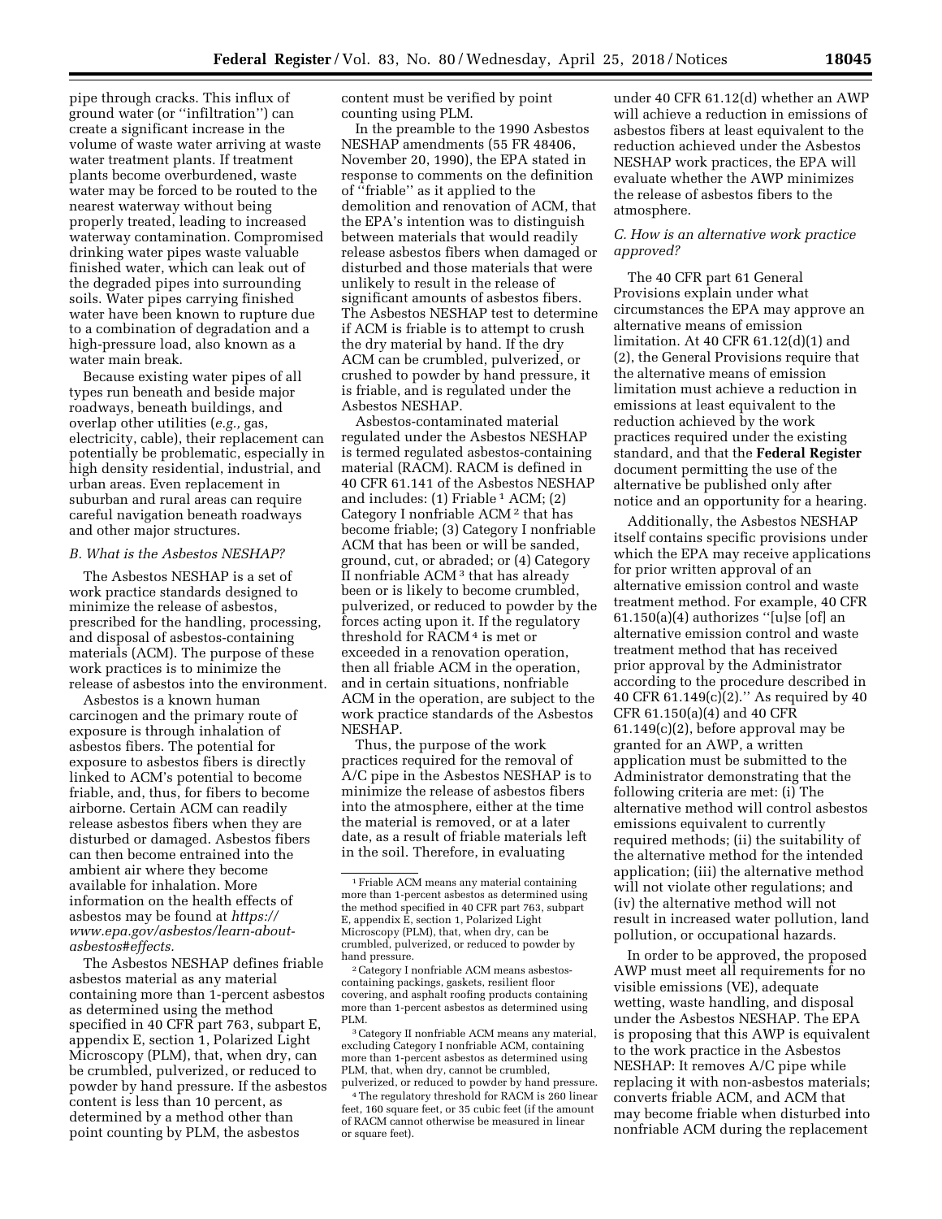pipe through cracks. This influx of ground water (or "infiltration") can create a significant increase in the volume of waste water arriving at waste water treatment plants. If treatment plants become overburdened, waste water may be forced to be routed to the nearest waterway without being properly treated, leading to increased waterway contamination. Compromised drinking water pipes waste valuable finished water, which can leak out of the degraded pipes into surrounding soils. Water pipes carrying finished water have been known to rupture due to a combination of degradation and a high-pressure load, also known as a water main break.

Because existing water pipes of all types run beneath and beside major roadways, beneath buildings, and overlap other utilities (*e.g.,* gas, electricity, cable), their replacement can potentially be problematic, especially in high density residential, industrial, and urban areas. Even replacement in suburban and rural areas can require careful navigation beneath roadways and other major structures.

### *B. What is the Asbestos NESHAP?*

The Asbestos NESHAP is a set of work practice standards designed to minimize the release of asbestos, prescribed for the handling, processing, and disposal of asbestos-containing materials (ACM). The purpose of these work practices is to minimize the release of asbestos into the environment.

Asbestos is a known human carcinogen and the primary route of exposure is through inhalation of asbestos fibers. The potential for exposure to asbestos fibers is directly linked to ACM's potential to become friable, and, thus, for fibers to become airborne. Certain ACM can readily release asbestos fibers when they are disturbed or damaged. Asbestos fibers can then become entrained into the ambient air where they become available for inhalation. More information on the health effects of asbestos may be found at *https://www.epa.gov/asbestos/learn-about-asbestos#effects.*

The Asbestos NESHAP defines friable asbestos material as any material containing more than 1-percent asbestos as determined using the method specified in 40 CFR part 763, subpart E, appendix E, section 1, Polarized Light Microscopy (PLM), that, when dry, can be crumbled, pulverized, or reduced to powder by hand pressure. If the asbestos content is less than 10 percent, as determined by a method other than point counting by PLM, the asbestos content must be verified by point counting using PLM.

In the preamble to the 1990 Asbestos NESHAP amendments (55 FR 48406, November 20, 1990), the EPA stated in response to comments on the definition of "friable" as it applied to the demolition and renovation of ACM, that the EPA's intention was to distinguish between materials that would readily release asbestos fibers when damaged or disturbed and those materials that were unlikely to result in the release of significant amounts of asbestos fibers. The Asbestos NESHAP test to determine if ACM is friable is to attempt to crush the dry material by hand. If the dry ACM can be crumbled, pulverized, or crushed to powder by hand pressure, it is friable, and is regulated under the Asbestos NESHAP.

Asbestos-contaminated material regulated under the Asbestos NESHAP is termed regulated asbestos-containing material (RACM). RACM is defined in 40 CFR 61.141 of the Asbestos NESHAP and includes: (1) Friable [1] ACM; (2) Category I nonfriable ACM [2] that has become friable; (3) Category I nonfriable ACM that has been or will be sanded, ground, cut, or abraded; or (4) Category II nonfriable ACM [3] that has already been or is likely to become crumbled, pulverized, or reduced to powder by the forces acting upon it. If the regulatory threshold for RACM [4] is met or exceeded in a renovation operation, then all friable ACM in the operation, and in certain situations, nonfriable ACM in the operation, are subject to the work practice standards of the Asbestos NESHAP.

Thus, the purpose of the work practices required for the removal of A/C pipe in the Asbestos NESHAP is to minimize the release of asbestos fibers into the atmosphere, either at the time the material is removed, or at a later date, as a result of friable materials left in the soil. Therefore, in evaluating under 40 CFR 61.12(d) whether an AWP will achieve a reduction in emissions of asbestos fibers at least equivalent to the reduction achieved under the Asbestos NESHAP work practices, the EPA will evaluate whether the AWP minimizes the release of asbestos fibers to the atmosphere.

### *C. How is an alternative work practice approved?*

The 40 CFR part 61 General Provisions explain under what circumstances the EPA may approve an alternative means of emission limitation. At 40 CFR 61.12(d)(1) and (2), the General Provisions require that the alternative means of emission limitation must achieve a reduction in emissions at least equivalent to the reduction achieved by the work practices required under the existing standard, and that the **Federal Register** document permitting the use of the alternative be published only after notice and an opportunity for a hearing.

Additionally, the Asbestos NESHAP itself contains specific provisions under which the EPA may receive applications for prior written approval of an alternative emission control and waste treatment method. For example, 40 CFR 61.150(a)(4) authorizes "[u]se [of] an alternative emission control and waste treatment method that has received prior approval by the Administrator according to the procedure described in 40 CFR 61.149(c)(2)." As required by 40 CFR 61.150(a)(4) and 40 CFR 61.149(c)(2), before approval may be granted for an AWP, a written application must be submitted to the Administrator demonstrating that the following criteria are met: (i) The alternative method will control asbestos emissions equivalent to currently required methods; (ii) the suitability of the alternative method for the intended application; (iii) the alternative method will not violate other regulations; and (iv) the alternative method will not result in increased water pollution, land pollution, or occupational hazards.

In order to be approved, the proposed AWP must meet all requirements for no visible emissions (VE), adequate wetting, waste handling, and disposal under the Asbestos NESHAP. The EPA is proposing that this AWP is equivalent to the work practice in the Asbestos NESHAP: It removes A/C pipe while replacing it with non-asbestos materials; converts friable ACM, and ACM that may become friable when disturbed into nonfriable ACM during the replacement

---

[1] Friable ACM means any material containing more than 1-percent asbestos as determined using the method specified in 40 CFR part 763, subpart E, appendix E, section 1, Polarized Light Microscopy (PLM), that, when dry, can be crumbled, pulverized, or reduced to powder by hand pressure.

[2] Category I nonfriable ACM means asbestos-containing packings, gaskets, resilient floor covering, and asphalt roofing products containing more than 1-percent asbestos as determined using PLM.

[3] Category II nonfriable ACM means any material, excluding Category I nonfriable ACM, containing more than 1-percent asbestos as determined using PLM, that, when dry, cannot be crumbled, pulverized, or reduced to powder by hand pressure.

[4] The regulatory threshold for RACM is 260 linear feet, 160 square feet, or 35 cubic feet (if the amount of RACM cannot otherwise be measured in linear or square feet).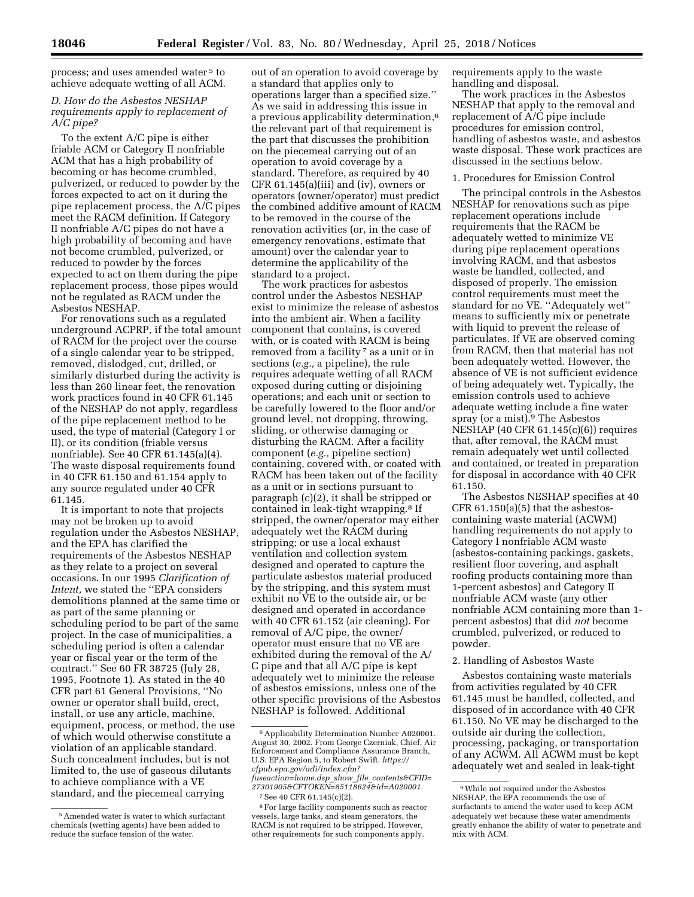process; and uses amended water[5] to achieve adequate wetting of all ACM.

### *D. How do the Asbestos NESHAP requirements apply to replacement of A/C pipe?*

To the extent A/C pipe is either friable ACM or Category II nonfriable ACM that has a high probability of becoming or has become crumbled, pulverized, or reduced to powder by the forces expected to act on it during the pipe replacement process, the A/C pipes meet the RACM definition. If Category II nonfriable A/C pipes do not have a high probability of becoming and have not become crumbled, pulverized, or reduced to powder by the forces expected to act on them during the pipe replacement process, those pipes would not be regulated as RACM under the Asbestos NESHAP.

For renovations such as a regulated underground ACPRP, if the total amount of RACM for the project over the course of a single calendar year to be stripped, removed, dislodged, cut, drilled, or similarly disturbed during the activity is less than 260 linear feet, the renovation work practices found in 40 CFR 61.145 of the NESHAP do not apply, regardless of the pipe replacement method to be used, the type of material (Category I or II), or its condition (friable versus nonfriable). See 40 CFR 61.145(a)(4). The waste disposal requirements found in 40 CFR 61.150 and 61.154 apply to any source regulated under 40 CFR 61.145.

It is important to note that projects may not be broken up to avoid regulation under the Asbestos NESHAP, and the EPA has clarified the requirements of the Asbestos NESHAP as they relate to a project on several occasions. In our 1995 *Clarification of Intent,* we stated the ''EPA considers demolitions planned at the same time or as part of the same planning or scheduling period to be part of the same project. In the case of municipalities, a scheduling period is often a calendar year or fiscal year or the term of the contract.'' See 60 FR 38725 (July 28, 1995, Footnote 1). As stated in the 40 CFR part 61 General Provisions, ''No owner or operator shall build, erect, install, or use any article, machine, equipment, process, or method, the use of which would otherwise constitute a violation of an applicable standard. Such concealment includes, but is not limited to, the use of gaseous dilutants to achieve compliance with a VE standard, and the piecemeal carrying out of an operation to avoid coverage by a standard that applies only to operations larger than a specified size.'' As we said in addressing this issue in a previous applicability determination,[6] the relevant part of that requirement is the part that discusses the prohibition on the piecemeal carrying out of an operation to avoid coverage by a standard. Therefore, as required by 40 CFR 61.145(a)(iii) and (iv), owners or operators (owner/operator) must predict the combined additive amount of RACM to be removed in the course of the renovation activities (or, in the case of emergency renovations, estimate that amount) over the calendar year to determine the applicability of the standard to a project.

The work practices for asbestos control under the Asbestos NESHAP exist to minimize the release of asbestos into the ambient air. When a facility component that contains, is covered with, or is coated with RACM is being removed from a facility[7] as a unit or in sections (*e.g.,* a pipeline), the rule requires adequate wetting of all RACM exposed during cutting or disjoining operations; and each unit or section to be carefully lowered to the floor and/or ground level, not dropping, throwing, sliding, or otherwise damaging or disturbing the RACM. After a facility component (*e.g.,* pipeline section) containing, covered with, or coated with RACM has been taken out of the facility as a unit or in sections pursuant to paragraph (c)(2), it shall be stripped or contained in leak-tight wrapping.[8] If stripped, the owner/operator may either adequately wet the RACM during stripping; or use a local exhaust ventilation and collection system designed and operated to capture the particulate asbestos material produced by the stripping, and this system must exhibit no VE to the outside air, or be designed and operated in accordance with 40 CFR 61.152 (air cleaning). For removal of A/C pipe, the owner/operator must ensure that no VE are exhibited during the removal of the A/C pipe and that all A/C pipe is kept adequately wet to minimize the release of asbestos emissions, unless one of the other specific provisions of the Asbestos NESHAP is followed. Additional requirements apply to the waste handling and disposal.

The work practices in the Asbestos NESHAP that apply to the removal and replacement of A/C pipe include procedures for emission control, handling of asbestos waste, and asbestos waste disposal. These work practices are discussed in the sections below.

#### 1. Procedures for Emission Control

The principal controls in the Asbestos NESHAP for renovations such as pipe replacement operations include requirements that the RACM be adequately wetted to minimize VE during pipe replacement operations involving RACM, and that asbestos waste be handled, collected, and disposed of properly. The emission control requirements must meet the standard for no VE. ''Adequately wet'' means to sufficiently mix or penetrate with liquid to prevent the release of particulates. If VE are observed coming from RACM, then that material has not been adequately wetted. However, the absence of VE is not sufficient evidence of being adequately wet. Typically, the emission controls used to achieve adequate wetting include a fine water spray (or a mist).[9] The Asbestos NESHAP (40 CFR 61.145(c)(6)) requires that, after removal, the RACM must remain adequately wet until collected and contained, or treated in preparation for disposal in accordance with 40 CFR 61.150.

The Asbestos NESHAP specifies at 40 CFR 61.150(a)(5) that the asbestos-containing waste material (ACWM) handling requirements do not apply to Category I nonfriable ACM waste (asbestos-containing packings, gaskets, resilient floor covering, and asphalt roofing products containing more than 1-percent asbestos) and Category II nonfriable ACM waste (any other nonfriable ACM containing more than 1-percent asbestos) that did *not* become crumbled, pulverized, or reduced to powder.

#### 2. Handling of Asbestos Waste

Asbestos containing waste materials from activities regulated by 40 CFR 61.145 must be handled, collected, and disposed of in accordance with 40 CFR 61.150. No VE may be discharged to the outside air during the collection, processing, packaging, or transportation of any ACWM. All ACWM must be kept adequately wet and sealed in leak-tight

---

[5] Amended water is water to which surfactant chemicals (wetting agents) have been added to reduce the surface tension of the water.

[6] Applicability Determination Number A020001. August 30, 2002. From George Czerniak, Chief, Air Enforcement and Compliance Assurance Branch, U.S. EPA Region 5, to Robert Swift. *https://cfpub.epa.gov/adi/index.cfm?fuseaction=home.dsp_show_file_contents&CFID=27301905&CFTOKEN=85118624&id=A020001.*

[7] See 40 CFR 61.145(c)(2).

[8] For large facility components such as reactor vessels, large tanks, and steam generators, the RACM is not required to be stripped. However, other requirements for such components apply.

[9] While not required under the Asbestos NESHAP, the EPA recommends the use of surfactants to amend the water used to keep ACM adequately wet because these water amendments greatly enhance the ability of water to penetrate and mix with ACM.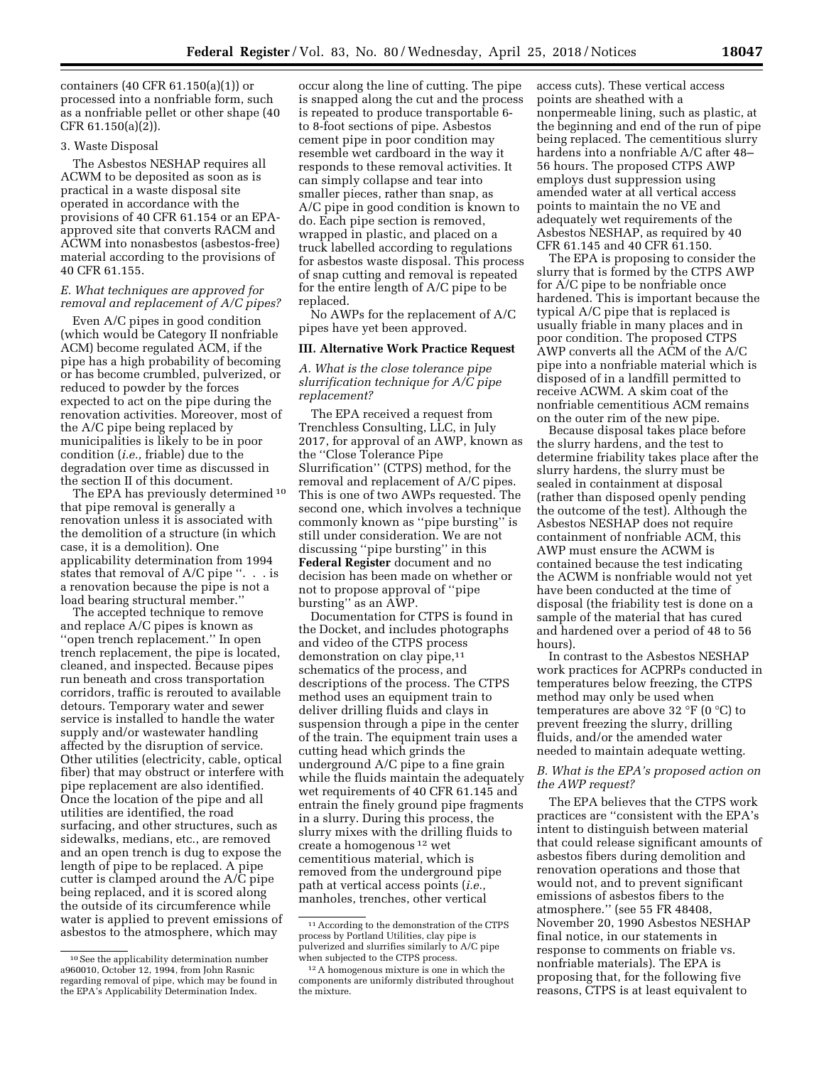containers (40 CFR 61.150(a)(1)) or processed into a nonfriable form, such as a nonfriable pellet or other shape (40 CFR 61.150(a)(2)).

3. Waste Disposal

The Asbestos NESHAP requires all ACWM to be deposited as soon as is practical in a waste disposal site operated in accordance with the provisions of 40 CFR 61.154 or an EPA-approved site that converts RACM and ACWM into nonasbestos (asbestos-free) material according to the provisions of 40 CFR 61.155.

### *E. What techniques are approved for removal and replacement of A/C pipes?*

Even A/C pipes in good condition (which would be Category II nonfriable ACM) become regulated ACM, if the pipe has a high probability of becoming or has become crumbled, pulverized, or reduced to powder by the forces expected to act on the pipe during the renovation activities. Moreover, most of the A/C pipe being replaced by municipalities is likely to be in poor condition (*i.e.,* friable) due to the degradation over time as discussed in the section II of this document.

The EPA has previously determined [10] that pipe removal is generally a renovation unless it is associated with the demolition of a structure (in which case, it is a demolition). One applicability determination from 1994 states that removal of A/C pipe ''. . . is a renovation because the pipe is not a load bearing structural member.''

The accepted technique to remove and replace A/C pipes is known as ''open trench replacement.'' In open trench replacement, the pipe is located, cleaned, and inspected. Because pipes run beneath and cross transportation corridors, traffic is rerouted to available detours. Temporary water and sewer service is installed to handle the water supply and/or wastewater handling affected by the disruption of service. Other utilities (electricity, cable, optical fiber) that may obstruct or interfere with pipe replacement are also identified. Once the location of the pipe and all utilities are identified, the road surfacing, and other structures, such as sidewalks, medians, etc., are removed and an open trench is dug to expose the length of pipe to be replaced. A pipe cutter is clamped around the A/C pipe being replaced, and it is scored along the outside of its circumference while water is applied to prevent emissions of asbestos to the atmosphere, which may occur along the line of cutting. The pipe is snapped along the cut and the process is repeated to produce transportable 6- to 8-foot sections of pipe. Asbestos cement pipe in poor condition may resemble wet cardboard in the way it responds to these removal activities. It can simply collapse and tear into smaller pieces, rather than snap, as A/C pipe in good condition is known to do. Each pipe section is removed, wrapped in plastic, and placed on a truck labelled according to regulations for asbestos waste disposal. This process of snap cutting and removal is repeated for the entire length of A/C pipe to be replaced.

No AWPs for the replacement of A/C pipes have yet been approved.

## III. Alternative Work Practice Request

### *A. What is the close tolerance pipe slurrification technique for A/C pipe replacement?*

The EPA received a request from Trenchless Consulting, LLC, in July 2017, for approval of an AWP, known as the ''Close Tolerance Pipe Slurrification'' (CTPS) method, for the removal and replacement of A/C pipes. This is one of two AWPs requested. The second one, which involves a technique commonly known as ''pipe bursting'' is still under consideration. We are not discussing ''pipe bursting'' in this **Federal Register** document and no decision has been made on whether or not to propose approval of ''pipe bursting'' as an AWP.

Documentation for CTPS is found in the Docket, and includes photographs and video of the CTPS process demonstration on clay pipe,[11] schematics of the process, and descriptions of the process. The CTPS method uses an equipment train to deliver drilling fluids and clays in suspension through a pipe in the center of the train. The equipment train uses a cutting head which grinds the underground A/C pipe to a fine grain while the fluids maintain the adequately wet requirements of 40 CFR 61.145 and entrain the finely ground pipe fragments in a slurry. During this process, the slurry mixes with the drilling fluids to create a homogenous [12] wet cementitious material, which is removed from the underground pipe path at vertical access points (*i.e.,* manholes, trenches, other vertical access cuts). These vertical access points are sheathed with a nonpermeable lining, such as plastic, at the beginning and end of the run of pipe being replaced. The cementitious slurry hardens into a nonfriable A/C after 48–56 hours. The proposed CTPS AWP employs dust suppression using amended water at all vertical access points to maintain the no VE and adequately wet requirements of the Asbestos NESHAP, as required by 40 CFR 61.145 and 40 CFR 61.150.

The EPA is proposing to consider the slurry that is formed by the CTPS AWP for A/C pipe to be nonfriable once hardened. This is important because the typical A/C pipe that is replaced is usually friable in many places and in poor condition. The proposed CTPS AWP converts all the ACM of the A/C pipe into a nonfriable material which is disposed of in a landfill permitted to receive ACWM. A skim coat of the nonfriable cementitious ACM remains on the outer rim of the new pipe.

Because disposal takes place before the slurry hardens, and the test to determine friability takes place after the slurry hardens, the slurry must be sealed in containment at disposal (rather than disposed openly pending the outcome of the test). Although the Asbestos NESHAP does not require containment of nonfriable ACM, this AWP must ensure the ACWM is contained because the test indicating the ACWM is nonfriable would not yet have been conducted at the time of disposal (the friability test is done on a sample of the material that has cured and hardened over a period of 48 to 56 hours).

In contrast to the Asbestos NESHAP work practices for ACPRPs conducted in temperatures below freezing, the CTPS method may only be used when temperatures are above 32 °F (0 °C) to prevent freezing the slurry, drilling fluids, and/or the amended water needed to maintain adequate wetting.

### *B. What is the EPA's proposed action on the AWP request?*

The EPA believes that the CTPS work practices are ''consistent with the EPA's intent to distinguish between material that could release significant amounts of asbestos fibers during demolition and renovation operations and those that would not, and to prevent significant emissions of asbestos fibers to the atmosphere.'' (see 55 FR 48408, November 20, 1990 Asbestos NESHAP final notice, in our statements in response to comments on friable vs. nonfriable materials). The EPA is proposing that, for the following five reasons, CTPS is at least equivalent to

---

[10] See the applicability determination number a960010, October 12, 1994, from John Rasnic regarding removal of pipe, which may be found in the EPA's Applicability Determination Index.

[11] According to the demonstration of the CTPS process by Portland Utilities, clay pipe is pulverized and slurrifies similarly to A/C pipe when subjected to the CTPS process.

[12] A homogenous mixture is one in which the components are uniformly distributed throughout the mixture.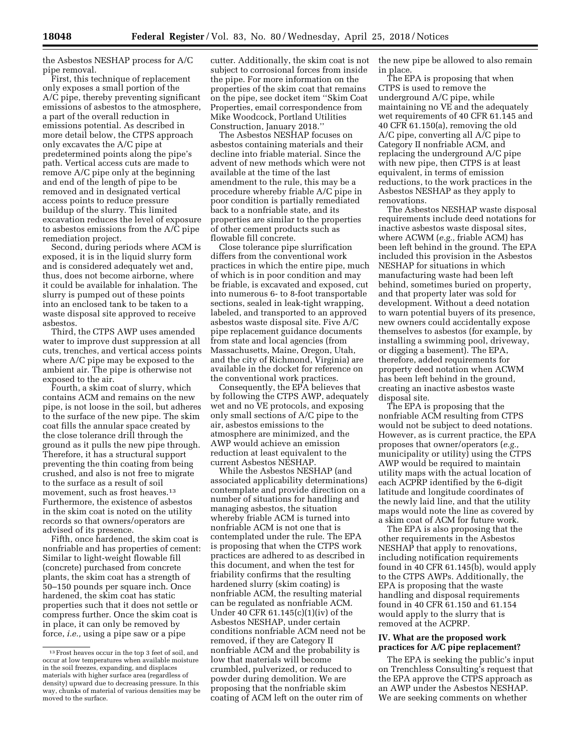the Asbestos NESHAP process for A/C pipe removal.

First, this technique of replacement only exposes a small portion of the A/C pipe, thereby preventing significant emissions of asbestos to the atmosphere, a part of the overall reduction in emissions potential. As described in more detail below, the CTPS approach only excavates the A/C pipe at predetermined points along the pipe's path. Vertical access cuts are made to remove A/C pipe only at the beginning and end of the length of pipe to be removed and in designated vertical access points to reduce pressure buildup of the slurry. This limited excavation reduces the level of exposure to asbestos emissions from the A/C pipe remediation project.

Second, during periods where ACM is exposed, it is in the liquid slurry form and is considered adequately wet and, thus, does not become airborne, where it could be available for inhalation. The slurry is pumped out of these points into an enclosed tank to be taken to a waste disposal site approved to receive asbestos.

Third, the CTPS AWP uses amended water to improve dust suppression at all cuts, trenches, and vertical access points where A/C pipe may be exposed to the ambient air. The pipe is otherwise not exposed to the air.

Fourth, a skim coat of slurry, which contains ACM and remains on the new pipe, is not loose in the soil, but adheres to the surface of the new pipe. The skim coat fills the annular space created by the close tolerance drill through the ground as it pulls the new pipe through. Therefore, it has a structural support preventing the thin coating from being crushed, and also is not free to migrate to the surface as a result of soil movement, such as frost heaves.[13] Furthermore, the existence of asbestos in the skim coat is noted on the utility records so that owners/operators are advised of its presence.

Fifth, once hardened, the skim coat is nonfriable and has properties of cement: Similar to light-weight flowable fill (concrete) purchased from concrete plants, the skim coat has a strength of 50–150 pounds per square inch. Once hardened, the skim coat has static properties such that it does not settle or compress further. Once the skim coat is in place, it can only be removed by force, *i.e.,* using a pipe saw or a pipe cutter. Additionally, the skim coat is not subject to corrosional forces from inside the pipe. For more information on the properties of the skim coat that remains on the pipe, see docket item "Skim Coat Properties, email correspondence from Mike Woodcock, Portland Utilities Construction, January 2018."

The Asbestos NESHAP focuses on asbestos containing materials and their decline into friable material. Since the advent of new methods which were not available at the time of the last amendment to the rule, this may be a procedure whereby friable A/C pipe in poor condition is partially remediated back to a nonfriable state, and its properties are similar to the properties of other cement products such as flowable fill concrete.

Close tolerance pipe slurrification differs from the conventional work practices in which the entire pipe, much of which is in poor condition and may be friable, is excavated and exposed, cut into numerous 6- to 8-foot transportable sections, sealed in leak-tight wrapping, labeled, and transported to an approved asbestos waste disposal site. Five A/C pipe replacement guidance documents from state and local agencies (from Massachusetts, Maine, Oregon, Utah, and the city of Richmond, Virginia) are available in the docket for reference on the conventional work practices.

Consequently, the EPA believes that by following the CTPS AWP, adequately wet and no VE protocols, and exposing only small sections of A/C pipe to the air, asbestos emissions to the atmosphere are minimized, and the AWP would achieve an emission reduction at least equivalent to the current Asbestos NESHAP.

While the Asbestos NESHAP (and associated applicability determinations) contemplate and provide direction on a number of situations for handling and managing asbestos, the situation whereby friable ACM is turned into nonfriable ACM is not one that is contemplated under the rule. The EPA is proposing that when the CTPS work practices are adhered to as described in this document, and when the test for friability confirms that the resulting hardened slurry (skim coating) is nonfriable ACM, the resulting material can be regulated as nonfriable ACM. Under 40 CFR 61.145(c)(1)(iv) of the Asbestos NESHAP, under certain conditions nonfriable ACM need not be removed, if they are Category II nonfriable ACM and the probability is low that materials will become crumbled, pulverized, or reduced to powder during demolition. We are proposing that the nonfriable skim coating of ACM left on the outer rim of the new pipe be allowed to also remain in place.

The EPA is proposing that when CTPS is used to remove the underground A/C pipe, while maintaining no VE and the adequately wet requirements of 40 CFR 61.145 and 40 CFR 61.150(a), removing the old A/C pipe, converting all A/C pipe to Category II nonfriable ACM, and replacing the underground A/C pipe with new pipe, then CTPS is at least equivalent, in terms of emission reductions, to the work practices in the Asbestos NESHAP as they apply to renovations.

The Asbestos NESHAP waste disposal requirements include deed notations for inactive asbestos waste disposal sites, where ACWM (*e.g.,* friable ACM) has been left behind in the ground. The EPA included this provision in the Asbestos NESHAP for situations in which manufacturing waste had been left behind, sometimes buried on property, and that property later was sold for development. Without a deed notation to warn potential buyers of its presence, new owners could accidentally expose themselves to asbestos (for example, by installing a swimming pool, driveway, or digging a basement). The EPA, therefore, added requirements for property deed notation when ACWM has been left behind in the ground, creating an inactive asbestos waste disposal site.

The EPA is proposing that the nonfriable ACM resulting from CTPS would not be subject to deed notations. However, as is current practice, the EPA proposes that owner/operators (*e.g.,* municipality or utility) using the CTPS AWP would be required to maintain utility maps with the actual location of each ACPRP identified by the 6-digit latitude and longitude coordinates of the newly laid line, and that the utility maps would note the line as covered by a skim coat of ACM for future work.

The EPA is also proposing that the other requirements in the Asbestos NESHAP that apply to renovations, including notification requirements found in 40 CFR 61.145(b), would apply to the CTPS AWPs. Additionally, the EPA is proposing that the waste handling and disposal requirements found in 40 CFR 61.150 and 61.154 would apply to the slurry that is removed at the ACPRP.

## IV. What are the proposed work practices for A/C pipe replacement?

The EPA is seeking the public's input on Trenchless Consulting's request that the EPA approve the CTPS approach as an AWP under the Asbestos NESHAP. We are seeking comments on whether

---

[13] Frost heaves occur in the top 3 feet of soil, and occur at low temperatures when available moisture in the soil freezes, expanding, and displaces materials with higher surface area (regardless of density) upward due to decreasing pressure. In this way, chunks of material of various densities may be moved to the surface.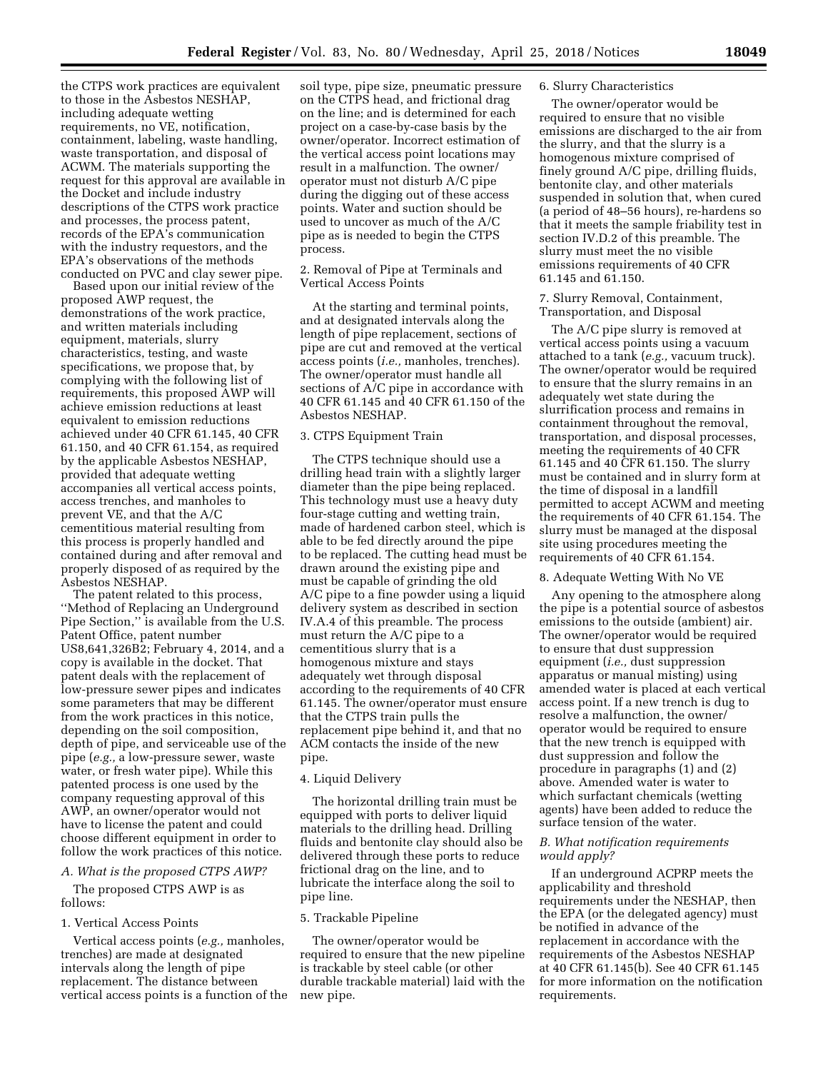the CTPS work practices are equivalent to those in the Asbestos NESHAP, including adequate wetting requirements, no VE, notification, containment, labeling, waste handling, waste transportation, and disposal of ACWM. The materials supporting the request for this approval are available in the Docket and include industry descriptions of the CTPS work practice and processes, the process patent, records of the EPA's communication with the industry requestors, and the EPA's observations of the methods conducted on PVC and clay sewer pipe.

Based upon our initial review of the proposed AWP request, the demonstrations of the work practice, and written materials including equipment, materials, slurry characteristics, testing, and waste specifications, we propose that, by complying with the following list of requirements, this proposed AWP will achieve emission reductions at least equivalent to emission reductions achieved under 40 CFR 61.145, 40 CFR 61.150, and 40 CFR 61.154, as required by the applicable Asbestos NESHAP, provided that adequate wetting accompanies all vertical access points, access trenches, and manholes to prevent VE, and that the A/C cementitious material resulting from this process is properly handled and contained during and after removal and properly disposed of as required by the Asbestos NESHAP.

The patent related to this process, ''Method of Replacing an Underground Pipe Section,'' is available from the U.S. Patent Office, patent number US8,641,326B2; February 4, 2014, and a copy is available in the docket. That patent deals with the replacement of low-pressure sewer pipes and indicates some parameters that may be different from the work practices in this notice, depending on the soil composition, depth of pipe, and serviceable use of the pipe (*e.g.,* a low-pressure sewer, waste water, or fresh water pipe). While this patented process is one used by the company requesting approval of this AWP, an owner/operator would not have to license the patent and could choose different equipment in order to follow the work practices of this notice.

### *A. What is the proposed CTPS AWP?*

The proposed CTPS AWP is as follows:

1. Vertical Access Points

Vertical access points (*e.g.,* manholes, trenches) are made at designated intervals along the length of pipe replacement. The distance between vertical access points is a function of the soil type, pipe size, pneumatic pressure on the CTPS head, and frictional drag on the line; and is determined for each project on a case-by-case basis by the owner/operator. Incorrect estimation of the vertical access point locations may result in a malfunction. The owner/operator must not disturb A/C pipe during the digging out of these access points. Water and suction should be used to uncover as much of the A/C pipe as is needed to begin the CTPS process.

2. Removal of Pipe at Terminals and Vertical Access Points

At the starting and terminal points, and at designated intervals along the length of pipe replacement, sections of pipe are cut and removed at the vertical access points (*i.e.,* manholes, trenches). The owner/operator must handle all sections of A/C pipe in accordance with 40 CFR 61.145 and 40 CFR 61.150 of the Asbestos NESHAP.

3. CTPS Equipment Train

The CTPS technique should use a drilling head train with a slightly larger diameter than the pipe being replaced. This technology must use a heavy duty four-stage cutting and wetting train, made of hardened carbon steel, which is able to be fed directly around the pipe to be replaced. The cutting head must be drawn around the existing pipe and must be capable of grinding the old A/C pipe to a fine powder using a liquid delivery system as described in section IV.A.4 of this preamble. The process must return the A/C pipe to a cementitious slurry that is a homogenous mixture and stays adequately wet through disposal according to the requirements of 40 CFR 61.145. The owner/operator must ensure that the CTPS train pulls the replacement pipe behind it, and that no ACM contacts the inside of the new pipe.

4. Liquid Delivery

The horizontal drilling train must be equipped with ports to deliver liquid materials to the drilling head. Drilling fluids and bentonite clay should also be delivered through these ports to reduce frictional drag on the line, and to lubricate the interface along the soil to pipe line.

5. Trackable Pipeline

The owner/operator would be required to ensure that the new pipeline is trackable by steel cable (or other durable trackable material) laid with the new pipe.

6. Slurry Characteristics

The owner/operator would be required to ensure that no visible emissions are discharged to the air from the slurry, and that the slurry is a homogenous mixture comprised of finely ground A/C pipe, drilling fluids, bentonite clay, and other materials suspended in solution that, when cured (a period of 48–56 hours), re-hardens so that it meets the sample friability test in section IV.D.2 of this preamble. The slurry must meet the no visible emissions requirements of 40 CFR 61.145 and 61.150.

7. Slurry Removal, Containment, Transportation, and Disposal

The A/C pipe slurry is removed at vertical access points using a vacuum attached to a tank (*e.g.,* vacuum truck). The owner/operator would be required to ensure that the slurry remains in an adequately wet state during the slurrification process and remains in containment throughout the removal, transportation, and disposal processes, meeting the requirements of 40 CFR 61.145 and 40 CFR 61.150. The slurry must be contained and in slurry form at the time of disposal in a landfill permitted to accept ACWM and meeting the requirements of 40 CFR 61.154. The slurry must be managed at the disposal site using procedures meeting the requirements of 40 CFR 61.154.

8. Adequate Wetting With No VE

Any opening to the atmosphere along the pipe is a potential source of asbestos emissions to the outside (ambient) air. The owner/operator would be required to ensure that dust suppression equipment (*i.e.,* dust suppression apparatus or manual misting) using amended water is placed at each vertical access point. If a new trench is dug to resolve a malfunction, the owner/operator would be required to ensure that the new trench is equipped with dust suppression and follow the procedure in paragraphs (1) and (2) above. Amended water is water to which surfactant chemicals (wetting agents) have been added to reduce the surface tension of the water.

### *B. What notification requirements would apply?*

If an underground ACPRP meets the applicability and threshold requirements under the NESHAP, then the EPA (or the delegated agency) must be notified in advance of the replacement in accordance with the requirements of the Asbestos NESHAP at 40 CFR 61.145(b). See 40 CFR 61.145 for more information on the notification requirements.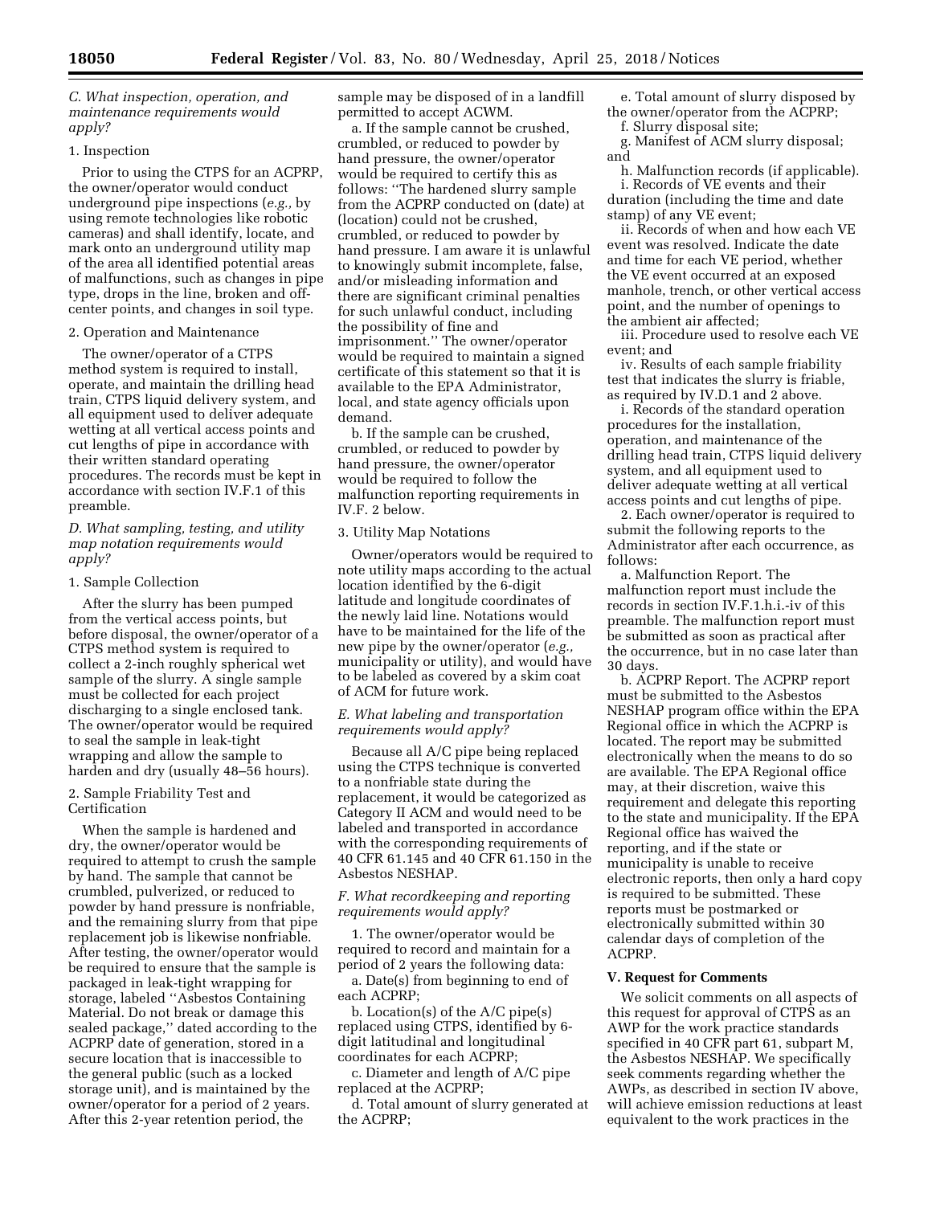### C. What inspection, operation, and maintenance requirements would apply?

1. Inspection

Prior to using the CTPS for an ACPRP, the owner/operator would conduct underground pipe inspections (*e.g.,* by using remote technologies like robotic cameras) and shall identify, locate, and mark onto an underground utility map of the area all identified potential areas of malfunctions, such as changes in pipe type, drops in the line, broken and off-center points, and changes in soil type.

2. Operation and Maintenance

The owner/operator of a CTPS method system is required to install, operate, and maintain the drilling head train, CTPS liquid delivery system, and all equipment used to deliver adequate wetting at all vertical access points and cut lengths of pipe in accordance with their written standard operating procedures. The records must be kept in accordance with section IV.F.1 of this preamble.

### D. What sampling, testing, and utility map notation requirements would apply?

1. Sample Collection

After the slurry has been pumped from the vertical access points, but before disposal, the owner/operator of a CTPS method system is required to collect a 2-inch roughly spherical wet sample of the slurry. A single sample must be collected for each project discharging to a single enclosed tank. The owner/operator would be required to seal the sample in leak-tight wrapping and allow the sample to harden and dry (usually 48–56 hours).

2. Sample Friability Test and Certification

When the sample is hardened and dry, the owner/operator would be required to attempt to crush the sample by hand. The sample that cannot be crumbled, pulverized, or reduced to powder by hand pressure is nonfriable, and the remaining slurry from that pipe replacement job is likewise nonfriable. After testing, the owner/operator would be required to ensure that the sample is packaged in leak-tight wrapping for storage, labeled ''Asbestos Containing Material. Do not break or damage this sealed package,'' dated according to the ACPRP date of generation, stored in a secure location that is inaccessible to the general public (such as a locked storage unit), and is maintained by the owner/operator for a period of 2 years. After this 2-year retention period, the sample may be disposed of in a landfill permitted to accept ACWM.

a. If the sample cannot be crushed, crumbled, or reduced to powder by hand pressure, the owner/operator would be required to certify this as follows: ''The hardened slurry sample from the ACPRP conducted on (date) at (location) could not be crushed, crumbled, or reduced to powder by hand pressure. I am aware it is unlawful to knowingly submit incomplete, false, and/or misleading information and there are significant criminal penalties for such unlawful conduct, including the possibility of fine and imprisonment.'' The owner/operator would be required to maintain a signed certificate of this statement so that it is available to the EPA Administrator, local, and state agency officials upon demand.

b. If the sample can be crushed, crumbled, or reduced to powder by hand pressure, the owner/operator would be required to follow the malfunction reporting requirements in IV.F. 2 below.

3. Utility Map Notations

Owner/operators would be required to note utility maps according to the actual location identified by the 6-digit latitude and longitude coordinates of the newly laid line. Notations would have to be maintained for the life of the new pipe by the owner/operator (*e.g.,* municipality or utility), and would have to be labeled as covered by a skim coat of ACM for future work.

### E. What labeling and transportation requirements would apply?

Because all A/C pipe being replaced using the CTPS technique is converted to a nonfriable state during the replacement, it would be categorized as Category II ACM and would need to be labeled and transported in accordance with the corresponding requirements of 40 CFR 61.145 and 40 CFR 61.150 in the Asbestos NESHAP.

### F. What recordkeeping and reporting requirements would apply?

1. The owner/operator would be required to record and maintain for a period of 2 years the following data:

a. Date(s) from beginning to end of each ACPRP;

b. Location(s) of the A/C pipe(s) replaced using CTPS, identified by 6-digit latitudinal and longitudinal coordinates for each ACPRP;

c. Diameter and length of A/C pipe replaced at the ACPRP;

d. Total amount of slurry generated at the ACPRP;

e. Total amount of slurry disposed by the owner/operator from the ACPRP;

f. Slurry disposal site;

g. Manifest of ACM slurry disposal; and

h. Malfunction records (if applicable).

i. Records of VE events and their duration (including the time and date stamp) of any VE event;

ii. Records of when and how each VE event was resolved. Indicate the date and time for each VE period, whether the VE event occurred at an exposed manhole, trench, or other vertical access point, and the number of openings to the ambient air affected;

iii. Procedure used to resolve each VE event; and

iv. Results of each sample friability test that indicates the slurry is friable, as required by IV.D.1 and 2 above.

i. Records of the standard operation procedures for the installation, operation, and maintenance of the drilling head train, CTPS liquid delivery system, and all equipment used to deliver adequate wetting at all vertical access points and cut lengths of pipe.

2. Each owner/operator is required to submit the following reports to the Administrator after each occurrence, as follows:

a. Malfunction Report. The malfunction report must include the records in section IV.F.1.h.i.-iv of this preamble. The malfunction report must be submitted as soon as practical after the occurrence, but in no case later than 30 days.

b. ACPRP Report. The ACPRP report must be submitted to the Asbestos NESHAP program office within the EPA Regional office in which the ACPRP is located. The report may be submitted electronically when the means to do so are available. The EPA Regional office may, at their discretion, waive this requirement and delegate this reporting to the state and municipality. If the EPA Regional office has waived the reporting, and if the state or municipality is unable to receive electronic reports, then only a hard copy is required to be submitted. These reports must be postmarked or electronically submitted within 30 calendar days of completion of the ACPRP.

## V. Request for Comments

We solicit comments on all aspects of this request for approval of CTPS as an AWP for the work practice standards specified in 40 CFR part 61, subpart M, the Asbestos NESHAP. We specifically seek comments regarding whether the AWPs, as described in section IV above, will achieve emission reductions at least equivalent to the work practices in the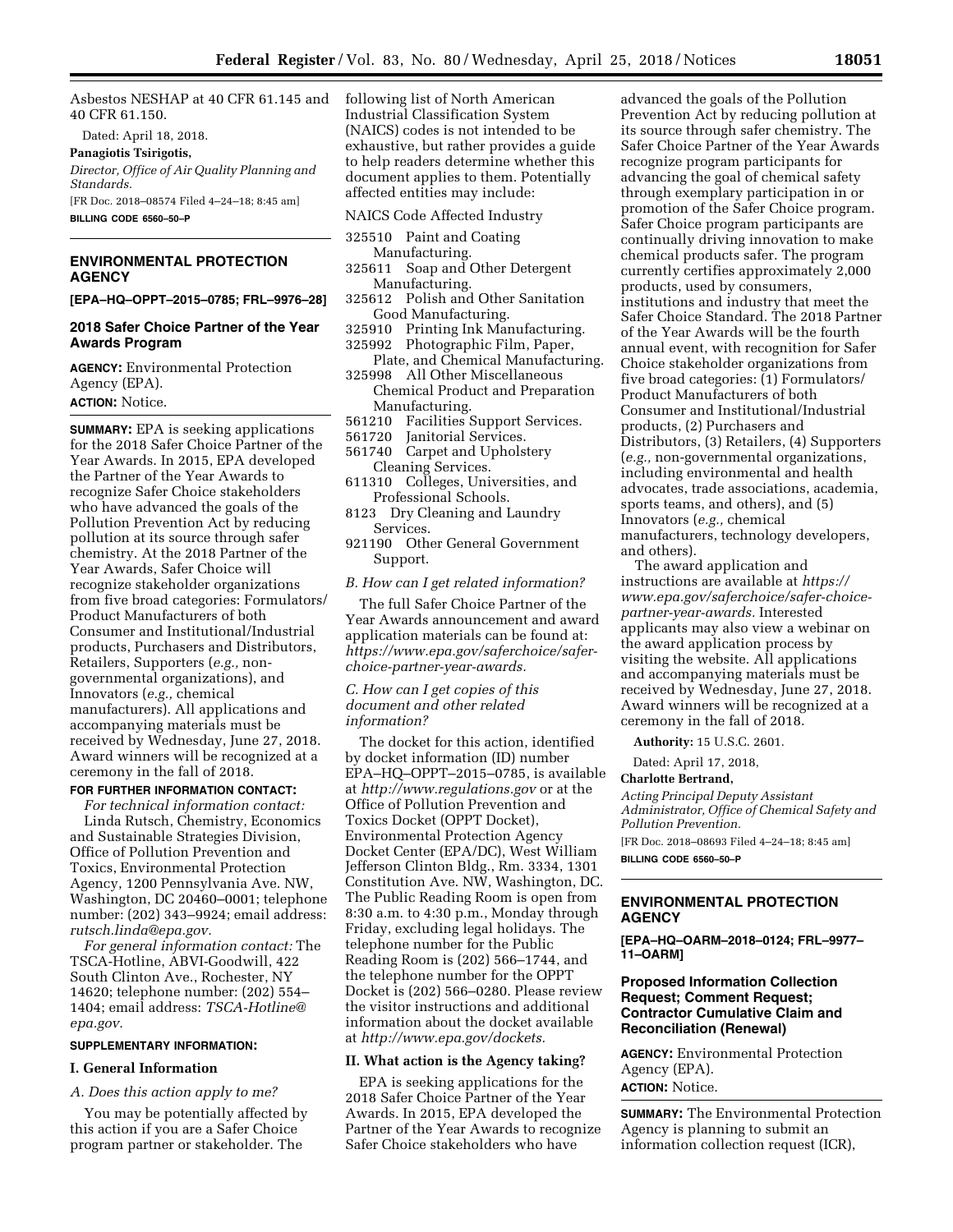Asbestos NESHAP at 40 CFR 61.145 and 40 CFR 61.150.

Dated: April 18, 2018.

**Panagiotis Tsirigotis,**

*Director, Office of Air Quality Planning and Standards.*

[FR Doc. 2018–08574 Filed 4–24–18; 8:45 am]

**BILLING CODE 6560–50–P**

## ENVIRONMENTAL PROTECTION AGENCY

**[EPA–HQ–OPPT–2015–0785; FRL–9976–28]**

### 2018 Safer Choice Partner of the Year Awards Program

**AGENCY:** Environmental Protection Agency (EPA).

**ACTION:** Notice.

**SUMMARY:** EPA is seeking applications for the 2018 Safer Choice Partner of the Year Awards. In 2015, EPA developed the Partner of the Year Awards to recognize Safer Choice stakeholders who have advanced the goals of the Pollution Prevention Act by reducing pollution at its source through safer chemistry. At the 2018 Partner of the Year Awards, Safer Choice will recognize stakeholder organizations from five broad categories: Formulators/Product Manufacturers of both Consumer and Institutional/Industrial products, Purchasers and Distributors, Retailers, Supporters (*e.g.,* non-governmental organizations), and Innovators (*e.g.,* chemical manufacturers). All applications and accompanying materials must be received by Wednesday, June 27, 2018. Award winners will be recognized at a ceremony in the fall of 2018.

**FOR FURTHER INFORMATION CONTACT:**

*For technical information contact:* Linda Rutsch, Chemistry, Economics and Sustainable Strategies Division, Office of Pollution Prevention and Toxics, Environmental Protection Agency, 1200 Pennsylvania Ave. NW, Washington, DC 20460–0001; telephone number: (202) 343–9924; email address: *rutsch.linda@epa.gov.*

*For general information contact:* The TSCA-Hotline, ABVI-Goodwill, 422 South Clinton Ave., Rochester, NY 14620; telephone number: (202) 554–1404; email address: *TSCA-Hotline@epa.gov.*

**SUPPLEMENTARY INFORMATION:**

**I. General Information**

*A. Does this action apply to me?*

You may be potentially affected by this action if you are a Safer Choice program partner or stakeholder. The following list of North American Industrial Classification System (NAICS) codes is not intended to be exhaustive, but rather provides a guide to help readers determine whether this document applies to them. Potentially affected entities may include:

NAICS Code Affected Industry

- 325510 Paint and Coating Manufacturing.
- 325611 Soap and Other Detergent Manufacturing.
- 325612 Polish and Other Sanitation Good Manufacturing.
- 325910 Printing Ink Manufacturing.
- 325992 Photographic Film, Paper, Plate, and Chemical Manufacturing.
- 325998 All Other Miscellaneous Chemical Product and Preparation Manufacturing.
- 561210 Facilities Support Services.
- 561720 Janitorial Services.
- 561740 Carpet and Upholstery Cleaning Services.
- 611310 Colleges, Universities, and Professional Schools.
- 8123 Dry Cleaning and Laundry Services.
- 921190 Other General Government Support.

*B. How can I get related information?*

The full Safer Choice Partner of the Year Awards announcement and award application materials can be found at: *https://www.epa.gov/saferchoice/safer-choice-partner-year-awards.*

*C. How can I get copies of this document and other related information?*

The docket for this action, identified by docket information (ID) number EPA–HQ–OPPT–2015–0785, is available at *http://www.regulations.gov* or at the Office of Pollution Prevention and Toxics Docket (OPPT Docket), Environmental Protection Agency Docket Center (EPA/DC), West William Jefferson Clinton Bldg., Rm. 3334, 1301 Constitution Ave. NW, Washington, DC. The Public Reading Room is open from 8:30 a.m. to 4:30 p.m., Monday through Friday, excluding legal holidays. The telephone number for the Public Reading Room is (202) 566–1744, and the telephone number for the OPPT Docket is (202) 566–0280. Please review the visitor instructions and additional information about the docket available at *http://www.epa.gov/dockets.*

**II. What action is the Agency taking?**

EPA is seeking applications for the 2018 Safer Choice Partner of the Year Awards. In 2015, EPA developed the Partner of the Year Awards to recognize Safer Choice stakeholders who have advanced the goals of the Pollution Prevention Act by reducing pollution at its source through safer chemistry. The Safer Choice Partner of the Year Awards recognize program participants for advancing the goal of chemical safety through exemplary participation in or promotion of the Safer Choice program. Safer Choice program participants are continually driving innovation to make chemical products safer. The program currently certifies approximately 2,000 products, used by consumers, institutions and industry that meet the Safer Choice Standard. The 2018 Partner of the Year Awards will be the fourth annual event, with recognition for Safer Choice stakeholder organizations from five broad categories: (1) Formulators/Product Manufacturers of both Consumer and Institutional/Industrial products, (2) Purchasers and Distributors, (3) Retailers, (4) Supporters (*e.g.,* non-governmental organizations, including environmental and health advocates, trade associations, academia, sports teams, and others), and (5) Innovators (*e.g.,* chemical manufacturers, technology developers, and others).

The award application and instructions are available at *https://www.epa.gov/saferchoice/safer-choice-partner-year-awards.* Interested applicants may also view a webinar on the award application process by visiting the website. All applications and accompanying materials must be received by Wednesday, June 27, 2018. Award winners will be recognized at a ceremony in the fall of 2018.

**Authority:** 15 U.S.C. 2601.

Dated: April 17, 2018,

**Charlotte Bertrand,**

*Acting Principal Deputy Assistant Administrator, Office of Chemical Safety and Pollution Prevention.*

[FR Doc. 2018–08693 Filed 4–24–18; 8:45 am]

**BILLING CODE 6560–50–P**

## ENVIRONMENTAL PROTECTION AGENCY

**[EPA–HQ–OARM–2018–0124; FRL–9977–11–OARM]**

### Proposed Information Collection Request; Comment Request; Contractor Cumulative Claim and Reconciliation (Renewal)

**AGENCY:** Environmental Protection Agency (EPA).

**ACTION:** Notice.

**SUMMARY:** The Environmental Protection Agency is planning to submit an information collection request (ICR),